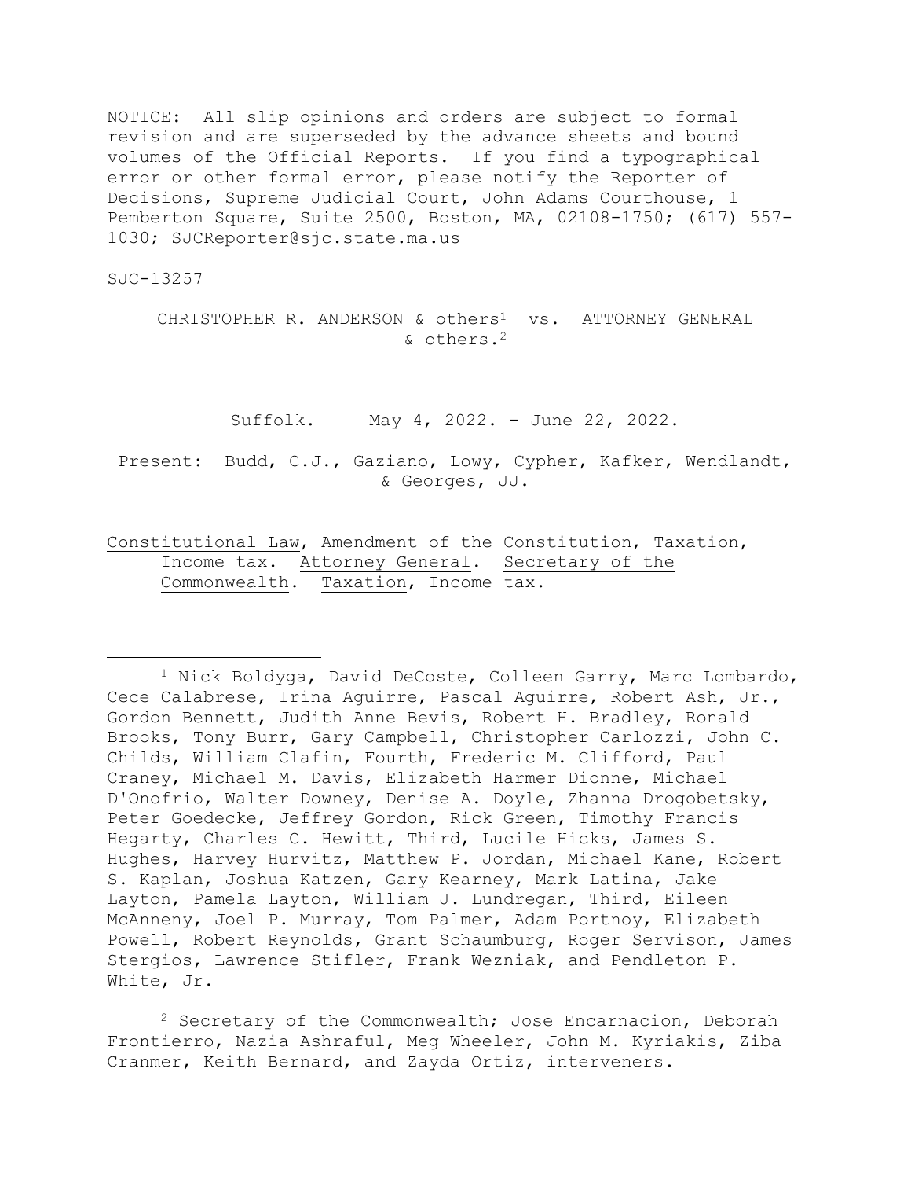NOTICE: All slip opinions and orders are subject to formal revision and are superseded by the advance sheets and bound volumes of the Official Reports. If you find a typographical error or other formal error, please notify the Reporter of Decisions, Supreme Judicial Court, John Adams Courthouse, 1 Pemberton Square, Suite 2500, Boston, MA, 02108-1750; (617) 557-1030; SJCReporter@sjc.state.ma.us

SJC-13257

CHRISTOPHER R. ANDERSON & others[1] vs. ATTORNEY GENERAL & others.[2]

Suffolk. May 4, 2022. - June 22, 2022.

Present: Budd, C.J., Gaziano, Lowy, Cypher, Kafker, Wendlandt, & Georges, JJ.

Constitutional Law, Amendment of the Constitution, Taxation, Income tax. Attorney General. Secretary of the Commonwealth. Taxation, Income tax.

---

[1] Nick Boldyga, David DeCoste, Colleen Garry, Marc Lombardo, Cece Calabrese, Irina Aguirre, Pascal Aguirre, Robert Ash, Jr., Gordon Bennett, Judith Anne Bevis, Robert H. Bradley, Ronald Brooks, Tony Burr, Gary Campbell, Christopher Carlozzi, John C. Childs, William Clafin, Fourth, Frederic M. Clifford, Paul Craney, Michael M. Davis, Elizabeth Harmer Dionne, Michael D'Onofrio, Walter Downey, Denise A. Doyle, Zhanna Drogobetsky, Peter Goedecke, Jeffrey Gordon, Rick Green, Timothy Francis Hegarty, Charles C. Hewitt, Third, Lucile Hicks, James S. Hughes, Harvey Hurvitz, Matthew P. Jordan, Michael Kane, Robert S. Kaplan, Joshua Katzen, Gary Kearney, Mark Latina, Jake Layton, Pamela Layton, William J. Lundregan, Third, Eileen McAnneny, Joel P. Murray, Tom Palmer, Adam Portnoy, Elizabeth Powell, Robert Reynolds, Grant Schaumburg, Roger Servison, James Stergios, Lawrence Stifler, Frank Wezniak, and Pendleton P. White, Jr.

[2] Secretary of the Commonwealth; Jose Encarnacion, Deborah Frontierro, Nazia Ashraful, Meg Wheeler, John M. Kyriakis, Ziba Cranmer, Keith Bernard, and Zayda Ortiz, interveners.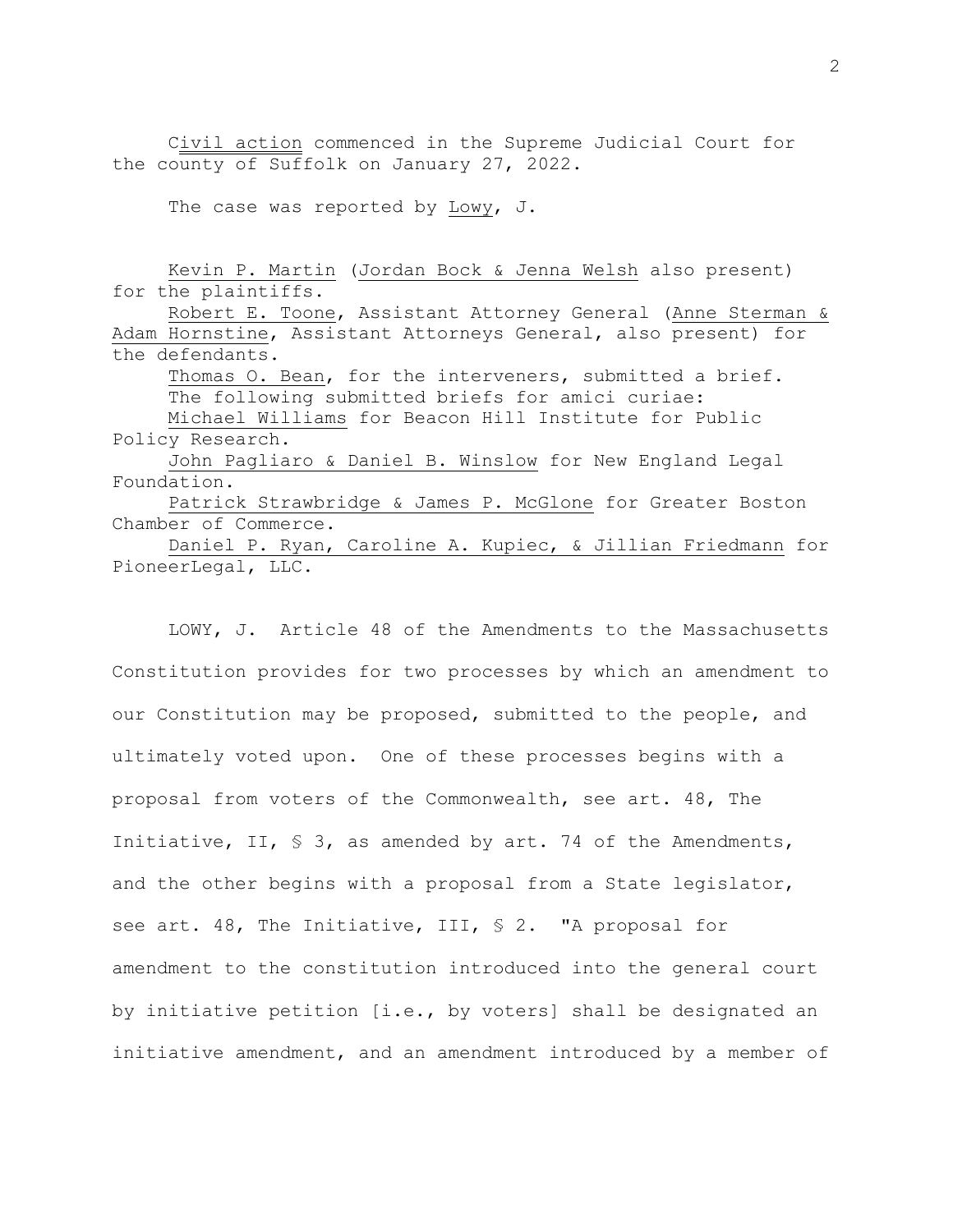Civil action commenced in the Supreme Judicial Court for the county of Suffolk on January 27, 2022.

The case was reported by Lowy, J.

Kevin P. Martin (Jordan Bock & Jenna Welsh also present) for the plaintiffs.

Robert E. Toone, Assistant Attorney General (Anne Sterman & Adam Hornstine, Assistant Attorneys General, also present) for the defendants.

Thomas O. Bean, for the interveners, submitted a brief.

The following submitted briefs for amici curiae:

Michael Williams for Beacon Hill Institute for Public Policy Research.

John Pagliaro & Daniel B. Winslow for New England Legal Foundation.

Patrick Strawbridge & James P. McGlone for Greater Boston Chamber of Commerce.

Daniel P. Ryan, Caroline A. Kupiec, & Jillian Friedmann for PioneerLegal, LLC.

LOWY, J. Article 48 of the Amendments to the Massachusetts Constitution provides for two processes by which an amendment to our Constitution may be proposed, submitted to the people, and ultimately voted upon. One of these processes begins with a proposal from voters of the Commonwealth, see art. 48, The Initiative, II, § 3, as amended by art. 74 of the Amendments, and the other begins with a proposal from a State legislator, see art. 48, The Initiative, III, § 2. "A proposal for amendment to the constitution introduced into the general court by initiative petition [i.e., by voters] shall be designated an initiative amendment, and an amendment introduced by a member of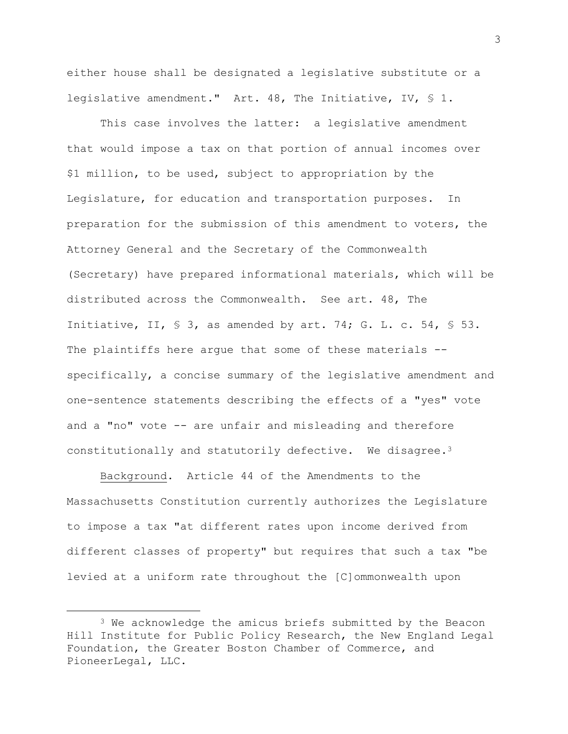either house shall be designated a legislative substitute or a legislative amendment." Art. 48, The Initiative, IV, § 1.

This case involves the latter: a legislative amendment that would impose a tax on that portion of annual incomes over $1 million, to be used, subject to appropriation by the Legislature, for education and transportation purposes. In preparation for the submission of this amendment to voters, the Attorney General and the Secretary of the Commonwealth (Secretary) have prepared informational materials, which will be distributed across the Commonwealth. See art. 48, The Initiative, II, § 3, as amended by art. 74; G. L. c. 54, § 53. The plaintiffs here argue that some of these materials -- specifically, a concise summary of the legislative amendment and one-sentence statements describing the effects of a "yes" vote and a "no" vote -- are unfair and misleading and therefore constitutionally and statutorily defective. We disagree.[3]

Background. Article 44 of the Amendments to the Massachusetts Constitution currently authorizes the Legislature to impose a tax "at different rates upon income derived from different classes of property" but requires that such a tax "be levied at a uniform rate throughout the [C]ommonwealth upon

[3] We acknowledge the amicus briefs submitted by the Beacon Hill Institute for Public Policy Research, the New England Legal Foundation, the Greater Boston Chamber of Commerce, and PioneerLegal, LLC.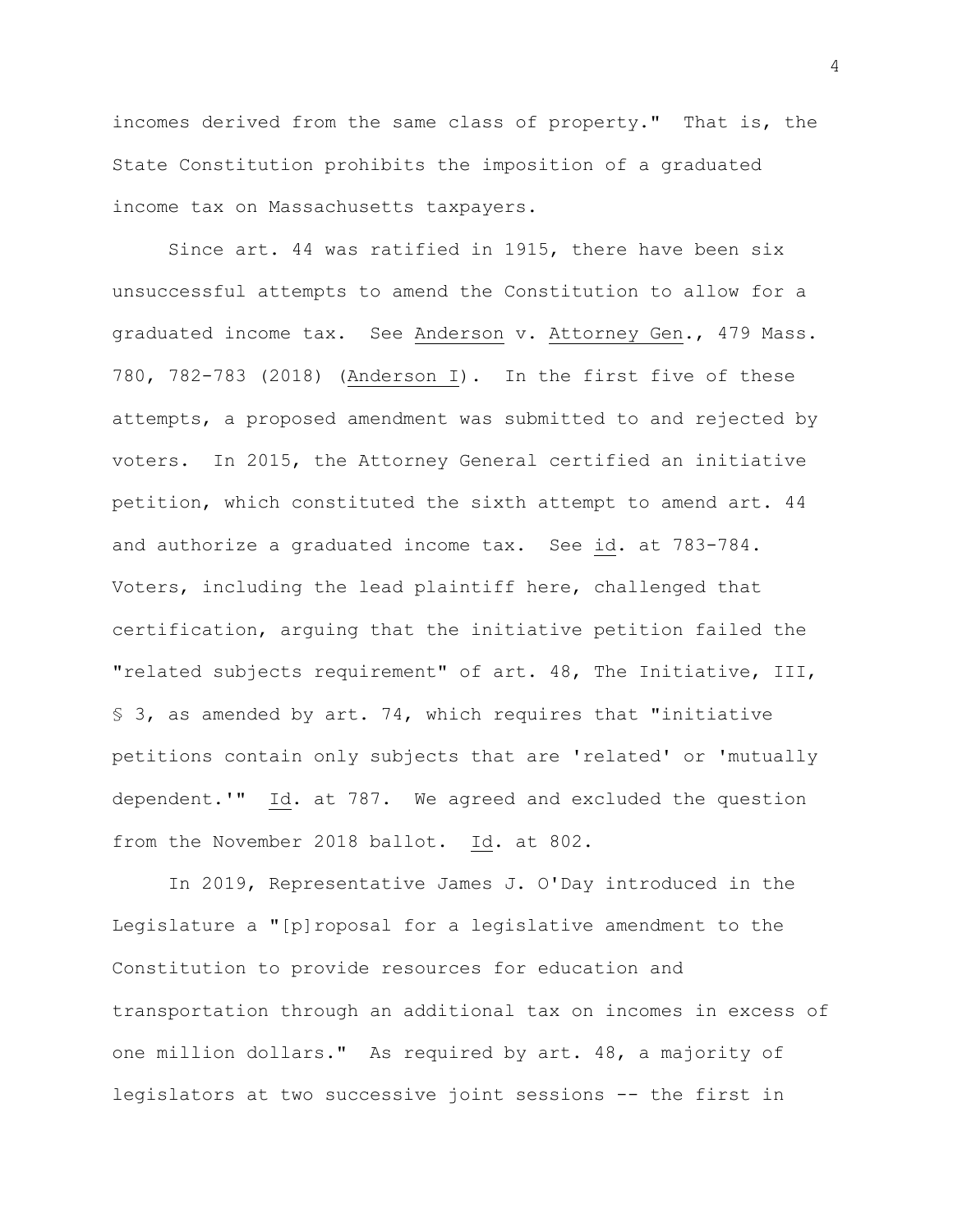incomes derived from the same class of property." That is, the State Constitution prohibits the imposition of a graduated income tax on Massachusetts taxpayers.

Since art. 44 was ratified in 1915, there have been six unsuccessful attempts to amend the Constitution to allow for a graduated income tax. See Anderson v. Attorney Gen., 479 Mass. 780, 782-783 (2018) (Anderson I). In the first five of these attempts, a proposed amendment was submitted to and rejected by voters. In 2015, the Attorney General certified an initiative petition, which constituted the sixth attempt to amend art. 44 and authorize a graduated income tax. See id. at 783-784. Voters, including the lead plaintiff here, challenged that certification, arguing that the initiative petition failed the "related subjects requirement" of art. 48, The Initiative, III, § 3, as amended by art. 74, which requires that "initiative petitions contain only subjects that are 'related' or 'mutually dependent.'" Id. at 787. We agreed and excluded the question from the November 2018 ballot. Id. at 802.

In 2019, Representative James J. O'Day introduced in the Legislature a "[p]roposal for a legislative amendment to the Constitution to provide resources for education and transportation through an additional tax on incomes in excess of one million dollars." As required by art. 48, a majority of legislators at two successive joint sessions -- the first in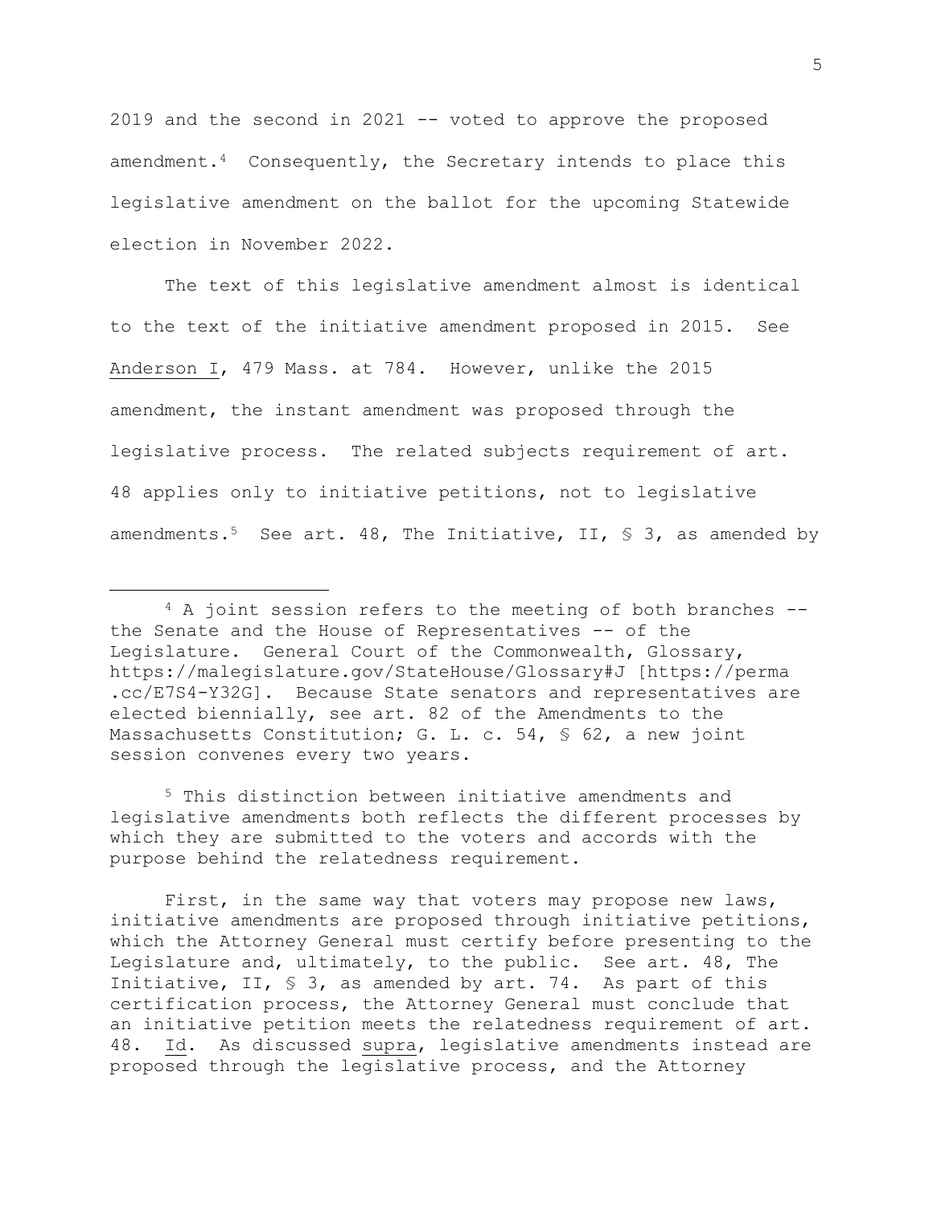2019 and the second in 2021 -- voted to approve the proposed amendment.[4] Consequently, the Secretary intends to place this legislative amendment on the ballot for the upcoming Statewide election in November 2022.

The text of this legislative amendment almost is identical to the text of the initiative amendment proposed in 2015. See Anderson I, 479 Mass. at 784. However, unlike the 2015 amendment, the instant amendment was proposed through the legislative process. The related subjects requirement of art. 48 applies only to initiative petitions, not to legislative amendments.[5] See art. 48, The Initiative, II, § 3, as amended by

---

[4] A joint session refers to the meeting of both branches -- the Senate and the House of Representatives -- of the Legislature. General Court of the Commonwealth, Glossary, https://malegislature.gov/StateHouse/Glossary#J [https://perma.cc/E7S4-Y32G]. Because State senators and representatives are elected biennially, see art. 82 of the Amendments to the Massachusetts Constitution; G. L. c. 54, § 62, a new joint session convenes every two years.

[5] This distinction between initiative amendments and legislative amendments both reflects the different processes by which they are submitted to the voters and accords with the purpose behind the relatedness requirement.

First, in the same way that voters may propose new laws, initiative amendments are proposed through initiative petitions, which the Attorney General must certify before presenting to the Legislature and, ultimately, to the public. See art. 48, The Initiative, II, § 3, as amended by art. 74. As part of this certification process, the Attorney General must conclude that an initiative petition meets the relatedness requirement of art. 48. Id. As discussed supra, legislative amendments instead are proposed through the legislative process, and the Attorney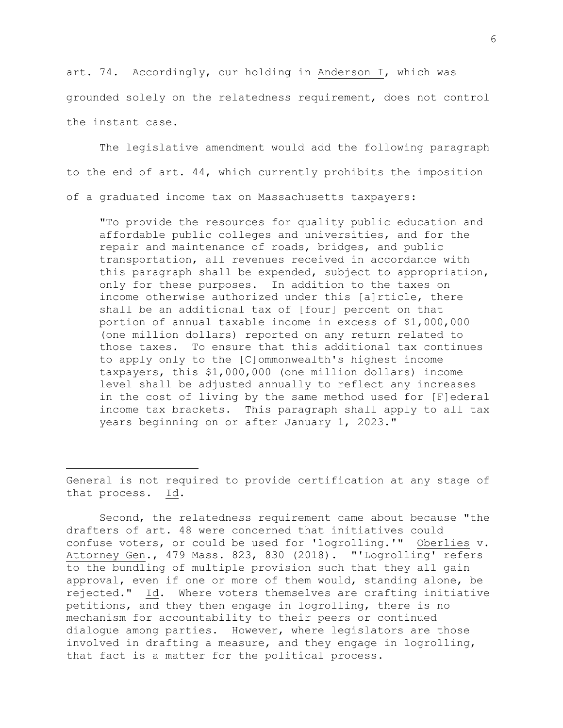art. 74. Accordingly, our holding in Anderson I, which was grounded solely on the relatedness requirement, does not control the instant case.

The legislative amendment would add the following paragraph to the end of art. 44, which currently prohibits the imposition of a graduated income tax on Massachusetts taxpayers:

> "To provide the resources for quality public education and affordable public colleges and universities, and for the repair and maintenance of roads, bridges, and public transportation, all revenues received in accordance with this paragraph shall be expended, subject to appropriation, only for these purposes. In addition to the taxes on income otherwise authorized under this [a]rticle, there shall be an additional tax of [four] percent on that portion of annual taxable income in excess of $1,000,000 (one million dollars) reported on any return related to those taxes. To ensure that this additional tax continues to apply only to the [C]ommonwealth's highest income taxpayers, this $1,000,000 (one million dollars) income level shall be adjusted annually to reflect any increases in the cost of living by the same method used for [F]ederal income tax brackets. This paragraph shall apply to all tax years beginning on or after January 1, 2023."

---

General is not required to provide certification at any stage of that process. Id.

Second, the relatedness requirement came about because "the drafters of art. 48 were concerned that initiatives could confuse voters, or could be used for 'logrolling.'" Oberlies v. Attorney Gen., 479 Mass. 823, 830 (2018). "'Logrolling' refers to the bundling of multiple provision such that they all gain approval, even if one or more of them would, standing alone, be rejected." Id. Where voters themselves are crafting initiative petitions, and they then engage in logrolling, there is no mechanism for accountability to their peers or continued dialogue among parties. However, where legislators are those involved in drafting a measure, and they engage in logrolling, that fact is a matter for the political process.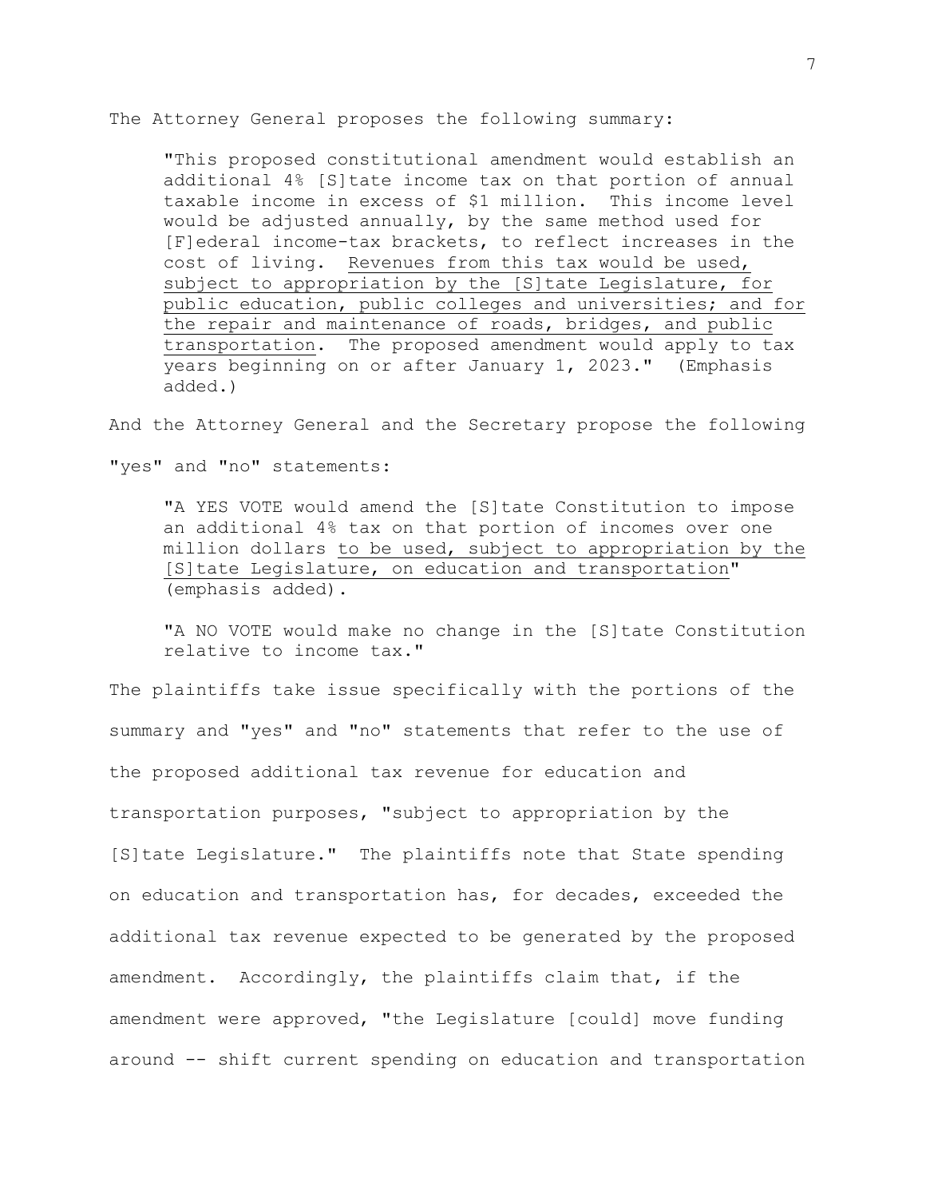The Attorney General proposes the following summary:

> "This proposed constitutional amendment would establish an additional 4% [S]tate income tax on that portion of annual taxable income in excess of $1 million. This income level would be adjusted annually, by the same method used for [F]ederal income-tax brackets, to reflect increases in the cost of living. <u>Revenues from this tax would be used, subject to appropriation by the [S]tate Legislature, for public education, public colleges and universities; and for the repair and maintenance of roads, bridges, and public transportation</u>. The proposed amendment would apply to tax years beginning on or after January 1, 2023." (Emphasis added.)

And the Attorney General and the Secretary propose the following "yes" and "no" statements:

> "A YES VOTE would amend the [S]tate Constitution to impose an additional 4% tax on that portion of incomes over one million dollars <u>to be used, subject to appropriation by the [S]tate Legislature, on education and transportation</u>" (emphasis added).
>
> "A NO VOTE would make no change in the [S]tate Constitution relative to income tax."

The plaintiffs take issue specifically with the portions of the summary and "yes" and "no" statements that refer to the use of the proposed additional tax revenue for education and transportation purposes, "subject to appropriation by the [S]tate Legislature." The plaintiffs note that State spending on education and transportation has, for decades, exceeded the additional tax revenue expected to be generated by the proposed amendment. Accordingly, the plaintiffs claim that, if the amendment were approved, "the Legislature [could] move funding around -- shift current spending on education and transportation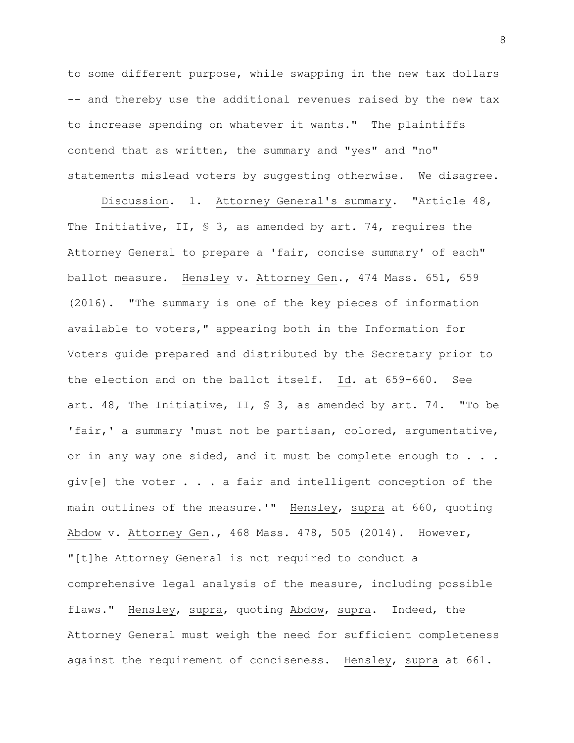to some different purpose, while swapping in the new tax dollars -- and thereby use the additional revenues raised by the new tax to increase spending on whatever it wants." The plaintiffs contend that as written, the summary and "yes" and "no" statements mislead voters by suggesting otherwise. We disagree.

Discussion. 1. Attorney General's summary. "Article 48, The Initiative, II, § 3, as amended by art. 74, requires the Attorney General to prepare a 'fair, concise summary' of each" ballot measure. Hensley v. Attorney Gen., 474 Mass. 651, 659 (2016). "The summary is one of the key pieces of information available to voters," appearing both in the Information for Voters guide prepared and distributed by the Secretary prior to the election and on the ballot itself. Id. at 659-660. See art. 48, The Initiative, II, § 3, as amended by art. 74. "To be 'fair,' a summary 'must not be partisan, colored, argumentative, or in any way one sided, and it must be complete enough to . . . giv[e] the voter . . . a fair and intelligent conception of the main outlines of the measure.'" Hensley, supra at 660, quoting Abdow v. Attorney Gen., 468 Mass. 478, 505 (2014). However, "[t]he Attorney General is not required to conduct a comprehensive legal analysis of the measure, including possible flaws." Hensley, supra, quoting Abdow, supra. Indeed, the Attorney General must weigh the need for sufficient completeness against the requirement of conciseness. Hensley, supra at 661.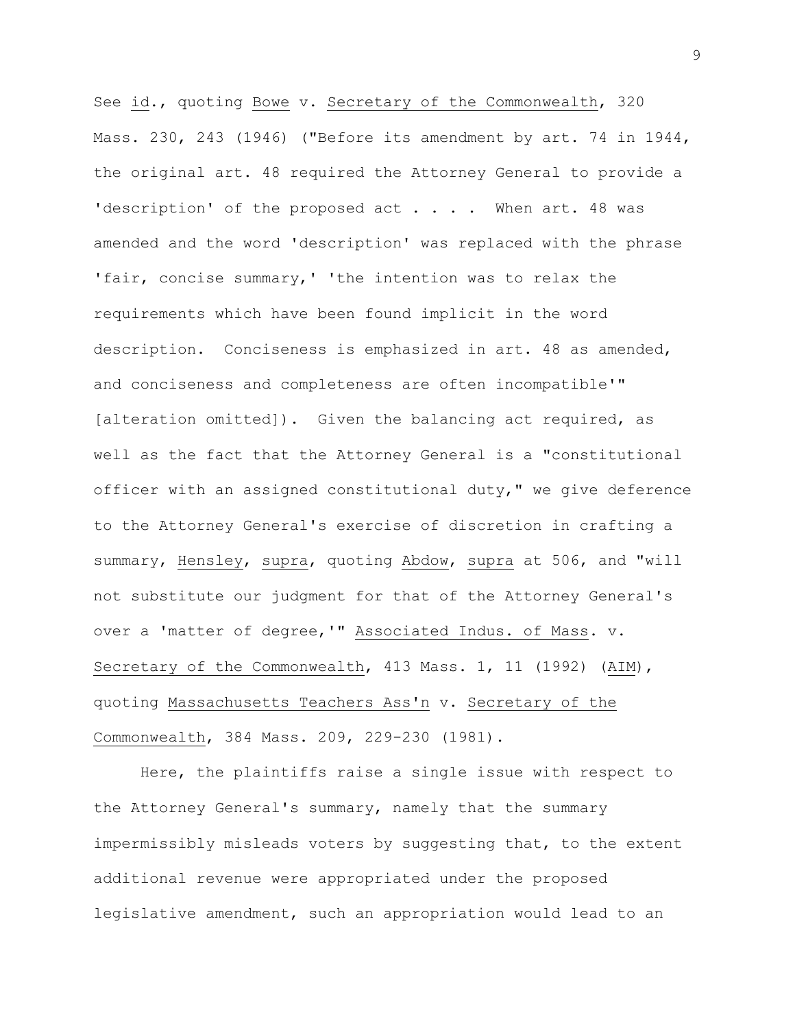See id., quoting Bowe v. Secretary of the Commonwealth, 320 Mass. 230, 243 (1946) ("Before its amendment by art. 74 in 1944, the original art. 48 required the Attorney General to provide a 'description' of the proposed act . . . . When art. 48 was amended and the word 'description' was replaced with the phrase 'fair, concise summary,' 'the intention was to relax the requirements which have been found implicit in the word description. Conciseness is emphasized in art. 48 as amended, and conciseness and completeness are often incompatible'" [alteration omitted]). Given the balancing act required, as well as the fact that the Attorney General is a "constitutional officer with an assigned constitutional duty," we give deference to the Attorney General's exercise of discretion in crafting a summary, Hensley, supra, quoting Abdow, supra at 506, and "will not substitute our judgment for that of the Attorney General's over a 'matter of degree,'" Associated Indus. of Mass. v. Secretary of the Commonwealth, 413 Mass. 1, 11 (1992) (AIM), quoting Massachusetts Teachers Ass'n v. Secretary of the Commonwealth, 384 Mass. 209, 229-230 (1981).

Here, the plaintiffs raise a single issue with respect to the Attorney General's summary, namely that the summary impermissibly misleads voters by suggesting that, to the extent additional revenue were appropriated under the proposed legislative amendment, such an appropriation would lead to an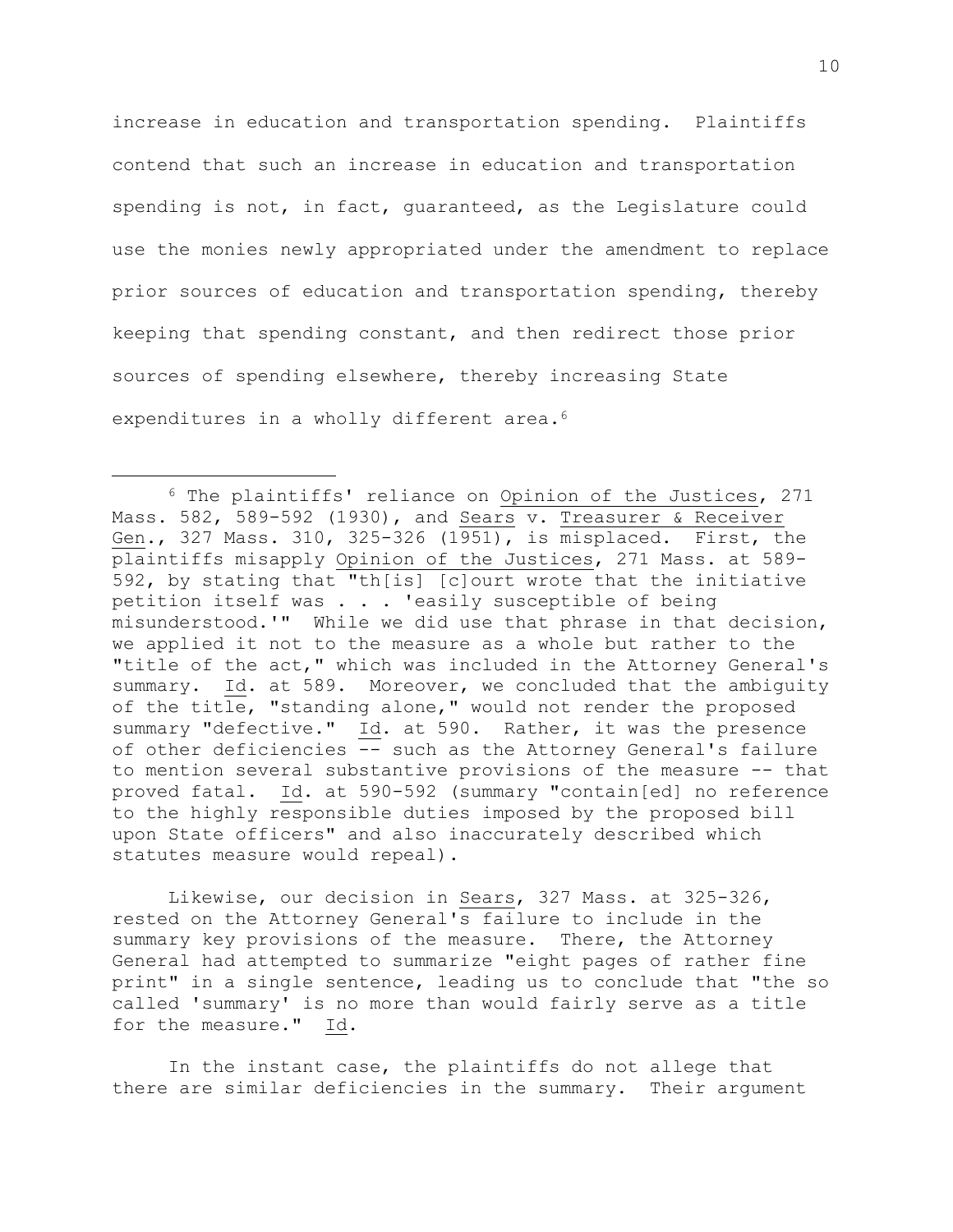increase in education and transportation spending. Plaintiffs contend that such an increase in education and transportation spending is not, in fact, guaranteed, as the Legislature could use the monies newly appropriated under the amendment to replace prior sources of education and transportation spending, thereby keeping that spending constant, and then redirect those prior sources of spending elsewhere, thereby increasing State expenditures in a wholly different area.[6]

---

[6] The plaintiffs' reliance on Opinion of the Justices, 271 Mass. 582, 589-592 (1930), and Sears v. Treasurer & Receiver Gen., 327 Mass. 310, 325-326 (1951), is misplaced. First, the plaintiffs misapply Opinion of the Justices, 271 Mass. at 589-592, by stating that "th[is] [c]ourt wrote that the initiative petition itself was . . . 'easily susceptible of being misunderstood.'" While we did use that phrase in that decision, we applied it not to the measure as a whole but rather to the "title of the act," which was included in the Attorney General's summary. Id. at 589. Moreover, we concluded that the ambiguity of the title, "standing alone," would not render the proposed summary "defective." Id. at 590. Rather, it was the presence of other deficiencies -- such as the Attorney General's failure to mention several substantive provisions of the measure -- that proved fatal. Id. at 590-592 (summary "contain[ed] no reference to the highly responsible duties imposed by the proposed bill upon State officers" and also inaccurately described which statutes measure would repeal).

Likewise, our decision in Sears, 327 Mass. at 325-326, rested on the Attorney General's failure to include in the summary key provisions of the measure. There, the Attorney General had attempted to summarize "eight pages of rather fine print" in a single sentence, leading us to conclude that "the so called 'summary' is no more than would fairly serve as a title for the measure." Id.

In the instant case, the plaintiffs do not allege that there are similar deficiencies in the summary. Their argument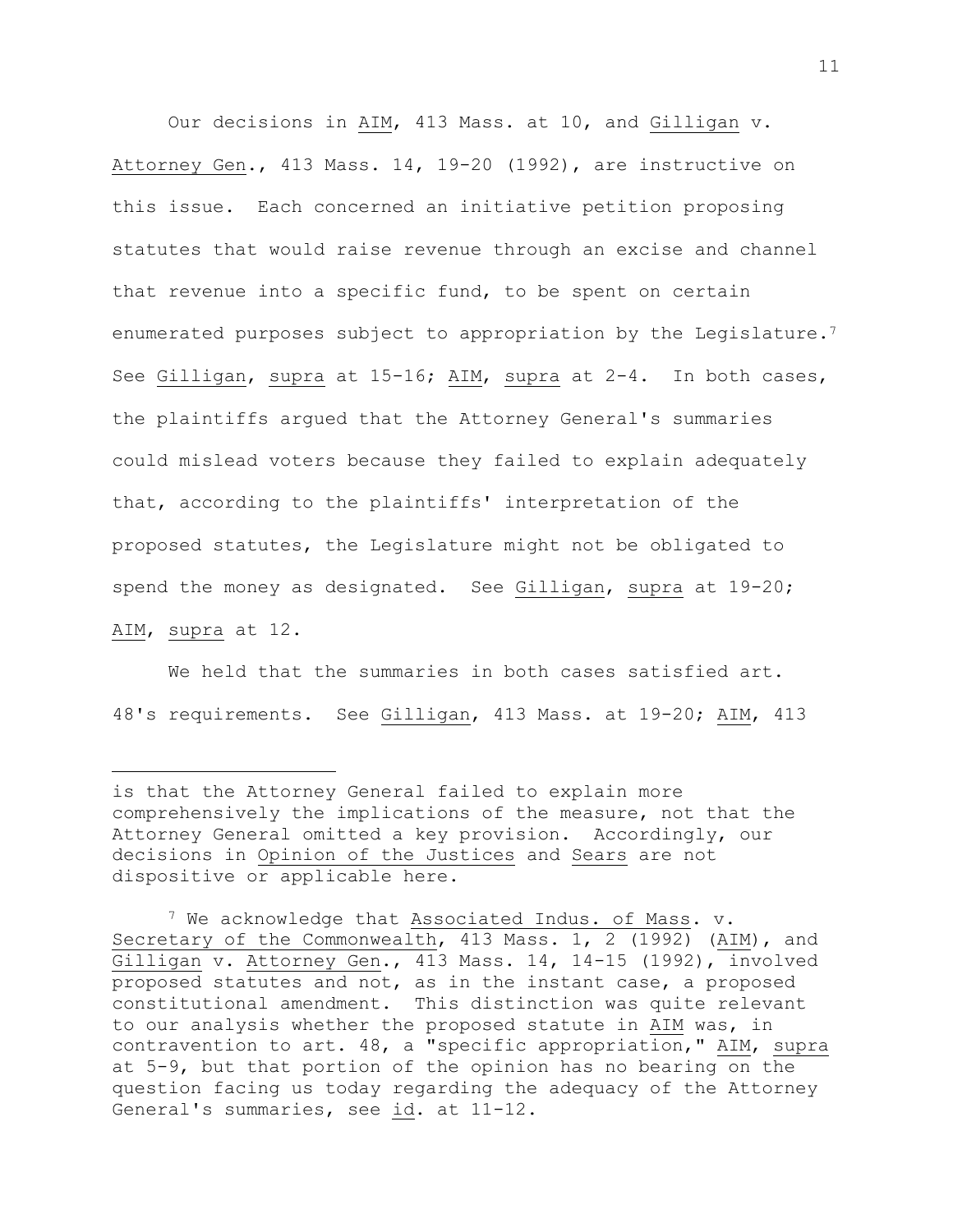Our decisions in AIM, 413 Mass. at 10, and Gilligan v. Attorney Gen., 413 Mass. 14, 19-20 (1992), are instructive on this issue. Each concerned an initiative petition proposing statutes that would raise revenue through an excise and channel that revenue into a specific fund, to be spent on certain enumerated purposes subject to appropriation by the Legislature.[7] See Gilligan, supra at 15-16; AIM, supra at 2-4. In both cases, the plaintiffs argued that the Attorney General's summaries could mislead voters because they failed to explain adequately that, according to the plaintiffs' interpretation of the proposed statutes, the Legislature might not be obligated to spend the money as designated. See Gilligan, supra at 19-20; AIM, supra at 12.

We held that the summaries in both cases satisfied art. 48's requirements. See Gilligan, 413 Mass. at 19-20; AIM, 413

---

is that the Attorney General failed to explain more comprehensively the implications of the measure, not that the Attorney General omitted a key provision. Accordingly, our decisions in Opinion of the Justices and Sears are not dispositive or applicable here.

[7] We acknowledge that Associated Indus. of Mass. v. Secretary of the Commonwealth, 413 Mass. 1, 2 (1992) (AIM), and Gilligan v. Attorney Gen., 413 Mass. 14, 14-15 (1992), involved proposed statutes and not, as in the instant case, a proposed constitutional amendment. This distinction was quite relevant to our analysis whether the proposed statute in AIM was, in contravention to art. 48, a "specific appropriation," AIM, supra at 5-9, but that portion of the opinion has no bearing on the question facing us today regarding the adequacy of the Attorney General's summaries, see id. at 11-12.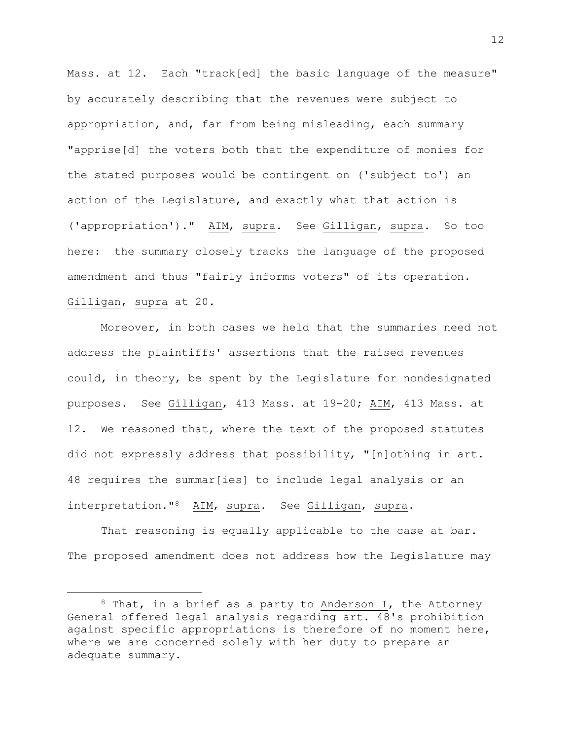Mass. at 12. Each "track[ed] the basic language of the measure" by accurately describing that the revenues were subject to appropriation, and, far from being misleading, each summary "apprise[d] the voters both that the expenditure of monies for the stated purposes would be contingent on ('subject to') an action of the Legislature, and exactly what that action is ('appropriation')." AIM, supra. See Gilligan, supra. So too here: the summary closely tracks the language of the proposed amendment and thus "fairly informs voters" of its operation. Gilligan, supra at 20.

Moreover, in both cases we held that the summaries need not address the plaintiffs' assertions that the raised revenues could, in theory, be spent by the Legislature for nondesignated purposes. See Gilligan, 413 Mass. at 19-20; AIM, 413 Mass. at 12. We reasoned that, where the text of the proposed statutes did not expressly address that possibility, "[n]othing in art. 48 requires the summar[ies] to include legal analysis or an interpretation."[8] AIM, supra. See Gilligan, supra.

That reasoning is equally applicable to the case at bar. The proposed amendment does not address how the Legislature may

[8] That, in a brief as a party to Anderson I, the Attorney General offered legal analysis regarding art. 48's prohibition against specific appropriations is therefore of no moment here, where we are concerned solely with her duty to prepare an adequate summary.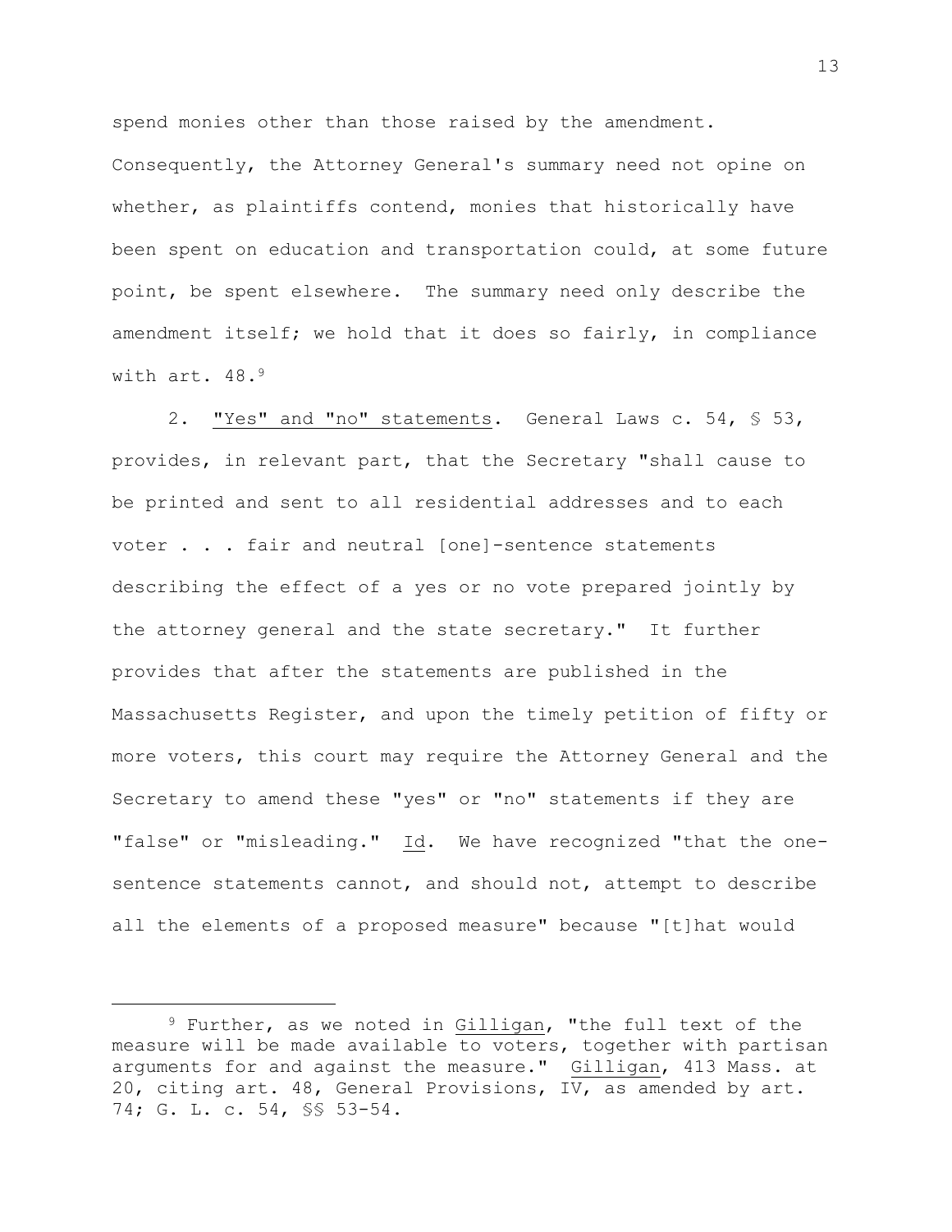spend monies other than those raised by the amendment. Consequently, the Attorney General's summary need not opine on whether, as plaintiffs contend, monies that historically have been spent on education and transportation could, at some future point, be spent elsewhere. The summary need only describe the amendment itself; we hold that it does so fairly, in compliance with art. 48.[9]

2. <u>"Yes" and "no" statements</u>. General Laws c. 54, § 53, provides, in relevant part, that the Secretary "shall cause to be printed and sent to all residential addresses and to each voter . . . fair and neutral [one]-sentence statements describing the effect of a yes or no vote prepared jointly by the attorney general and the state secretary." It further provides that after the statements are published in the Massachusetts Register, and upon the timely petition of fifty or more voters, this court may require the Attorney General and the Secretary to amend these "yes" or "no" statements if they are "false" or "misleading." <u>Id</u>. We have recognized "that the one-sentence statements cannot, and should not, attempt to describe all the elements of a proposed measure" because "[t]hat would

---

[9] Further, as we noted in <u>Gilligan</u>, "the full text of the measure will be made available to voters, together with partisan arguments for and against the measure." <u>Gilligan</u>, 413 Mass. at 20, citing art. 48, General Provisions, IV, as amended by art. 74; G. L. c. 54, §§ 53-54.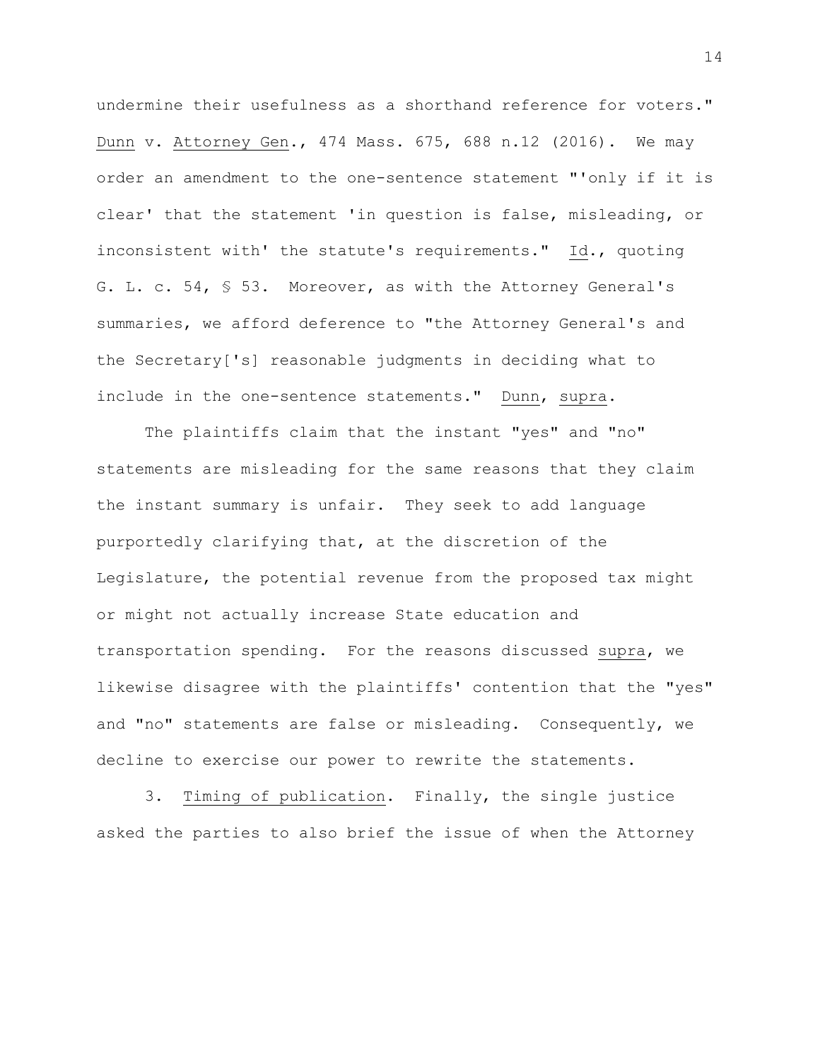undermine their usefulness as a shorthand reference for voters." Dunn v. Attorney Gen., 474 Mass. 675, 688 n.12 (2016). We may order an amendment to the one-sentence statement "'only if it is clear' that the statement 'in question is false, misleading, or inconsistent with' the statute's requirements." Id., quoting G. L. c. 54, § 53. Moreover, as with the Attorney General's summaries, we afford deference to "the Attorney General's and the Secretary['s] reasonable judgments in deciding what to include in the one-sentence statements." Dunn, supra.

The plaintiffs claim that the instant "yes" and "no" statements are misleading for the same reasons that they claim the instant summary is unfair. They seek to add language purportedly clarifying that, at the discretion of the Legislature, the potential revenue from the proposed tax might or might not actually increase State education and transportation spending. For the reasons discussed supra, we likewise disagree with the plaintiffs' contention that the "yes" and "no" statements are false or misleading. Consequently, we decline to exercise our power to rewrite the statements.

3. Timing of publication. Finally, the single justice asked the parties to also brief the issue of when the Attorney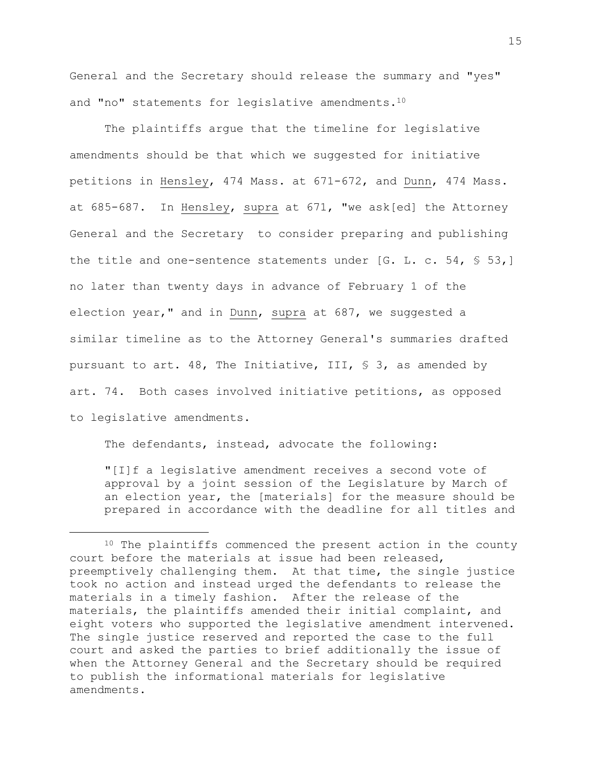General and the Secretary should release the summary and "yes" and "no" statements for legislative amendments.[10]

The plaintiffs argue that the timeline for legislative amendments should be that which we suggested for initiative petitions in Hensley, 474 Mass. at 671-672, and Dunn, 474 Mass. at 685-687. In Hensley, supra at 671, "we ask[ed] the Attorney General and the Secretary to consider preparing and publishing the title and one-sentence statements under [G. L. c. 54, § 53,] no later than twenty days in advance of February 1 of the election year," and in Dunn, supra at 687, we suggested a similar timeline as to the Attorney General's summaries drafted pursuant to art. 48, The Initiative, III, § 3, as amended by art. 74. Both cases involved initiative petitions, as opposed to legislative amendments.

The defendants, instead, advocate the following:

> "[I]f a legislative amendment receives a second vote of approval by a joint session of the Legislature by March of an election year, the [materials] for the measure should be prepared in accordance with the deadline for all titles and

[10] The plaintiffs commenced the present action in the county court before the materials at issue had been released, preemptively challenging them. At that time, the single justice took no action and instead urged the defendants to release the materials in a timely fashion. After the release of the materials, the plaintiffs amended their initial complaint, and eight voters who supported the legislative amendment intervened. The single justice reserved and reported the case to the full court and asked the parties to brief additionally the issue of when the Attorney General and the Secretary should be required to publish the informational materials for legislative amendments.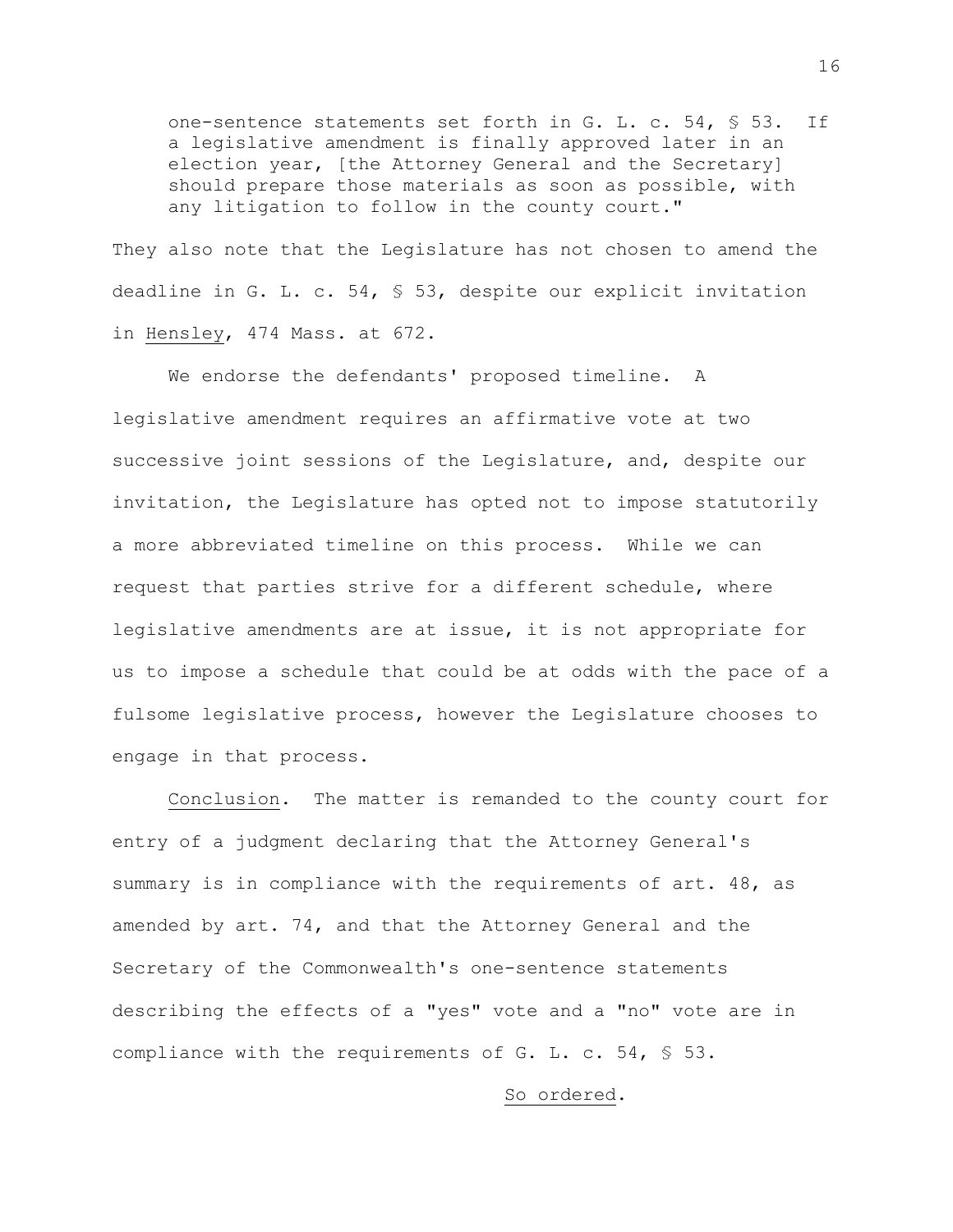> one-sentence statements set forth in G. L. c. 54, § 53. If a legislative amendment is finally approved later in an election year, [the Attorney General and the Secretary] should prepare those materials as soon as possible, with any litigation to follow in the county court."

They also note that the Legislature has not chosen to amend the deadline in G. L. c. 54, § 53, despite our explicit invitation in Hensley, 474 Mass. at 672.

We endorse the defendants' proposed timeline. A legislative amendment requires an affirmative vote at two successive joint sessions of the Legislature, and, despite our invitation, the Legislature has opted not to impose statutorily a more abbreviated timeline on this process. While we can request that parties strive for a different schedule, where legislative amendments are at issue, it is not appropriate for us to impose a schedule that could be at odds with the pace of a fulsome legislative process, however the Legislature chooses to engage in that process.

Conclusion. The matter is remanded to the county court for entry of a judgment declaring that the Attorney General's summary is in compliance with the requirements of art. 48, as amended by art. 74, and that the Attorney General and the Secretary of the Commonwealth's one-sentence statements describing the effects of a "yes" vote and a "no" vote are in compliance with the requirements of G. L. c. 54, § 53.

So ordered.